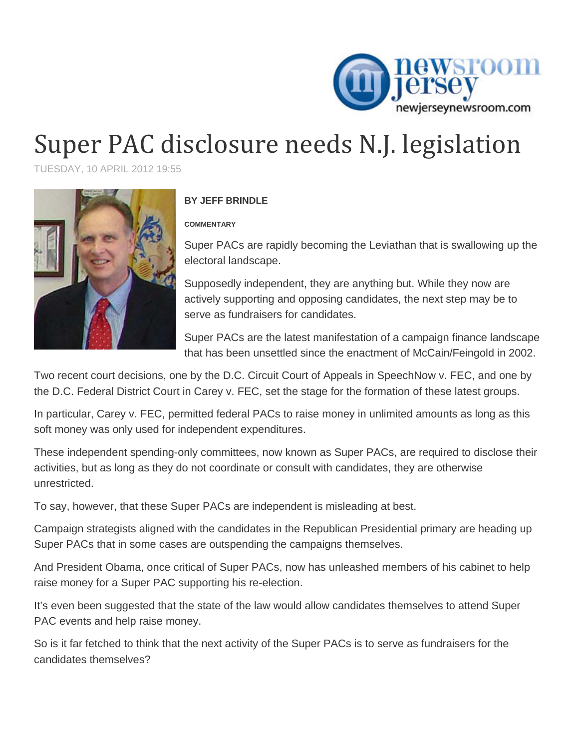# Super PAC disclosure needs N.J. legislation

TUESDAY, 10 APRIL 2012 19:55

**BY JEFF BRINDLE**

**COMMENTARY**

Super PACs are rapidly becoming the Leviathan that is swallowing up the electoral landscape.

Supposedly independent, they are anything but. While they now are actively supporting and opposing candidates, the next step may be to serve as fundraisers for candidates.

Super PACs are the latest manifestation of a campaign finance landscape that has been unsettled since the enactment of McCain/Feingold in 2002.

Two recent court decisions, one by the D.C. Circuit Court of Appeals in SpeechNow v. FEC, and one by the D.C. Federal District Court in Carey v. FEC, set the stage for the formation of these latest groups.

In particular, Carey v. FEC, permitted federal PACs to raise money in unlimited amounts as long as this soft money was only used for independent expenditures.

These independent spending-only committees, now known as Super PACs, are required to disclose their activities, but as long as they do not coordinate or consult with candidates, they are otherwise unrestricted.

To say, however, that these Super PACs are independent is misleading at best.

Campaign strategists aligned with the candidates in the Republican Presidential primary are heading up Super PACs that in some cases are outspending the campaigns themselves.

And President Obama, once critical of Super PACs, now has unleashed members of his cabinet to help raise money for a Super PAC supporting his re-election.

It's even been suggested that the state of the law would allow candidates themselves to attend Super PAC events and help raise money.

So is it far fetched to think that the next activity of the Super PACs is to serve as fundraisers for the candidates themselves?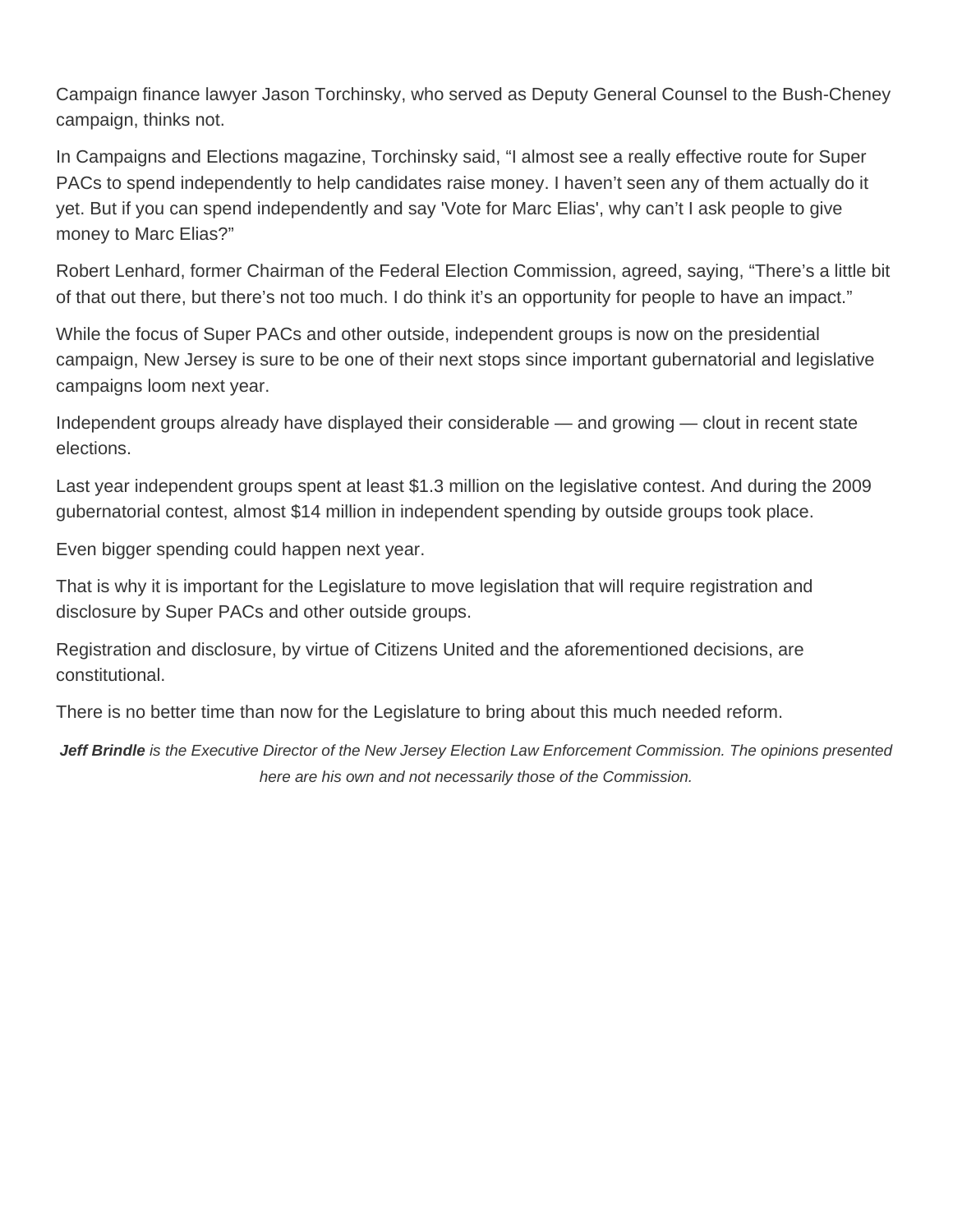Campaign finance lawyer Jason Torchinsky, who served as Deputy General Counsel to the Bush-Cheney campaign, thinks not.

In Campaigns and Elections magazine, Torchinsky said, “I almost see a really effective route for Super PACs to spend independently to help candidates raise money. I haven’t seen any of them actually do it yet. But if you can spend independently and say 'Vote for Marc Elias', why can’t I ask people to give money to Marc Elias?”

Robert Lenhard, former Chairman of the Federal Election Commission, agreed, saying, “There’s a little bit of that out there, but there’s not too much. I do think it’s an opportunity for people to have an impact.”

While the focus of Super PACs and other outside, independent groups is now on the presidential campaign, New Jersey is sure to be one of their next stops since important gubernatorial and legislative campaigns loom next year.

Independent groups already have displayed their considerable — and growing — clout in recent state elections.

Last year independent groups spent at least $1.3 million on the legislative contest. And during the 2009 gubernatorial contest, almost $14 million in independent spending by outside groups took place.

Even bigger spending could happen next year.

That is why it is important for the Legislature to move legislation that will require registration and disclosure by Super PACs and other outside groups.

Registration and disclosure, by virtue of Citizens United and the aforementioned decisions, are constitutional.

There is no better time than now for the Legislature to bring about this much needed reform.

***Jeff Brindle*** *is the Executive Director of the New Jersey Election Law Enforcement Commission. The opinions presented here are his own and not necessarily those of the Commission.*